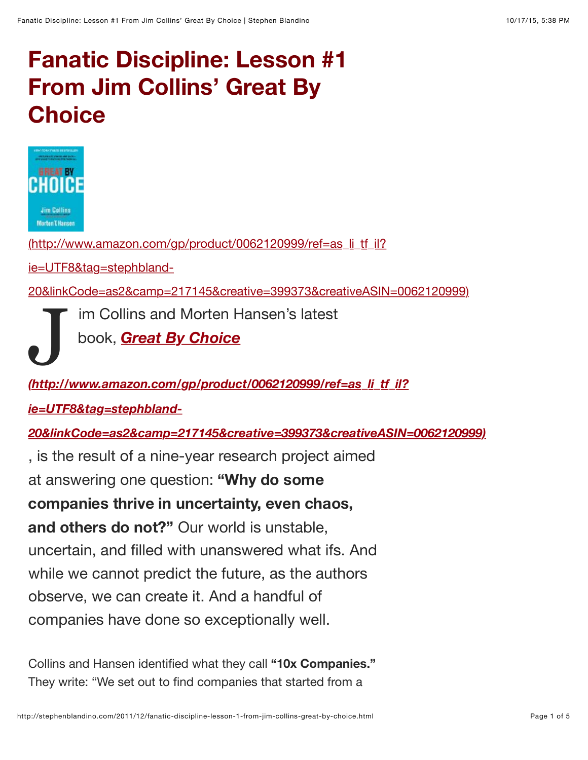# Fanatic Discipline: Lesson #1 From Jim Collins' Great By Choice

(http://www.amazon.com/gp/product/0062120999/ref=as_li_tf_il?ie=UTF8&tag=stephbland-20&linkCode=as2&camp=217145&creative=399373&creativeASIN=0062120999)

Jim Collins and Morten Hansen's latest book, ***Great By Choice***

***(http://www.amazon.com/gp/product/0062120999/ref=as_li_tf_il?ie=UTF8&tag=stephbland-20&linkCode=as2&camp=217145&creative=399373&creativeASIN=0062120999)***

, is the result of a nine-year research project aimed at answering one question: **"Why do some companies thrive in uncertainty, even chaos, and others do not?"** Our world is unstable, uncertain, and filled with unanswered what ifs. And while we cannot predict the future, as the authors observe, we can create it. And a handful of companies have done so exceptionally well.

Collins and Hansen identified what they call **"10x Companies."** They write: "We set out to find companies that started from a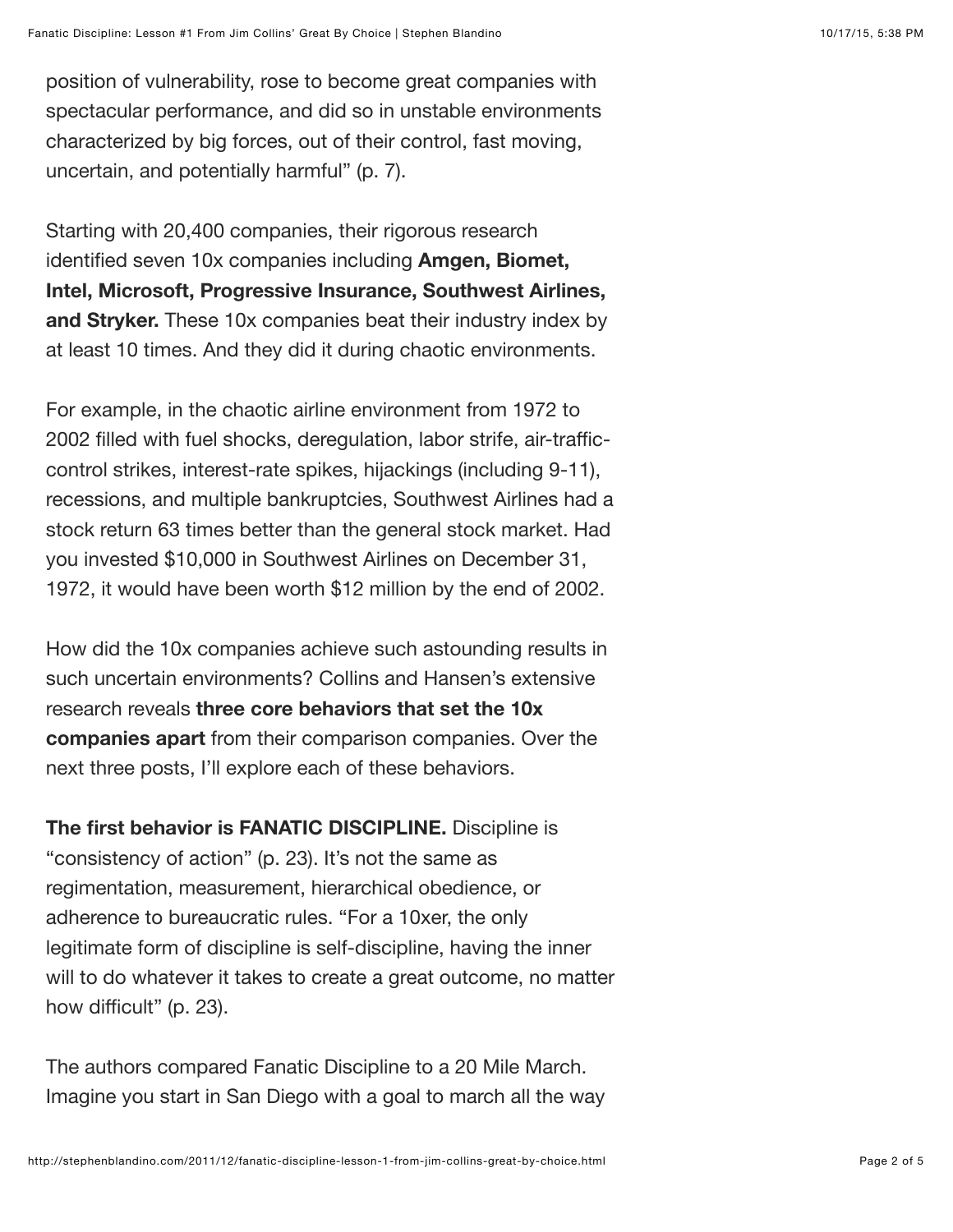position of vulnerability, rose to become great companies with spectacular performance, and did so in unstable environments characterized by big forces, out of their control, fast moving, uncertain, and potentially harmful" (p. 7).

Starting with 20,400 companies, their rigorous research identified seven 10x companies including **Amgen, Biomet, Intel, Microsoft, Progressive Insurance, Southwest Airlines, and Stryker.** These 10x companies beat their industry index by at least 10 times. And they did it during chaotic environments.

For example, in the chaotic airline environment from 1972 to 2002 filled with fuel shocks, deregulation, labor strife, air-traffic-control strikes, interest-rate spikes, hijackings (including 9-11), recessions, and multiple bankruptcies, Southwest Airlines had a stock return 63 times better than the general stock market. Had you invested $10,000 in Southwest Airlines on December 31, 1972, it would have been worth $12 million by the end of 2002.

How did the 10x companies achieve such astounding results in such uncertain environments? Collins and Hansen's extensive research reveals **three core behaviors that set the 10x companies apart** from their comparison companies. Over the next three posts, I'll explore each of these behaviors.

**The first behavior is FANATIC DISCIPLINE.** Discipline is "consistency of action" (p. 23). It's not the same as regimentation, measurement, hierarchical obedience, or adherence to bureaucratic rules. "For a 10xer, the only legitimate form of discipline is self-discipline, having the inner will to do whatever it takes to create a great outcome, no matter how difficult" (p. 23).

The authors compared Fanatic Discipline to a 20 Mile March. Imagine you start in San Diego with a goal to march all the way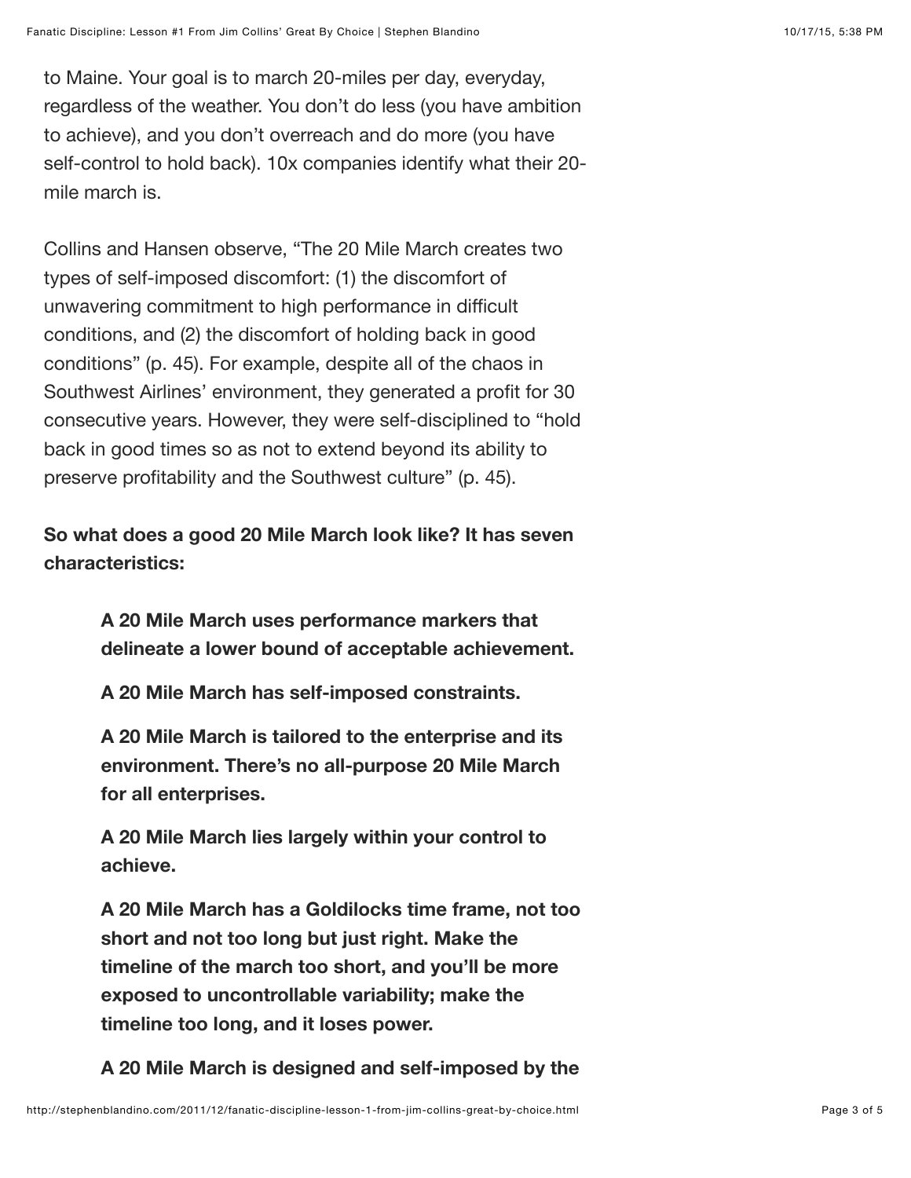to Maine. Your goal is to march 20-miles per day, everyday, regardless of the weather. You don't do less (you have ambition to achieve), and you don't overreach and do more (you have self-control to hold back). 10x companies identify what their 20-mile march is.

Collins and Hansen observe, "The 20 Mile March creates two types of self-imposed discomfort: (1) the discomfort of unwavering commitment to high performance in difficult conditions, and (2) the discomfort of holding back in good conditions" (p. 45). For example, despite all of the chaos in Southwest Airlines' environment, they generated a profit for 30 consecutive years. However, they were self-disciplined to "hold back in good times so as not to extend beyond its ability to preserve profitability and the Southwest culture" (p. 45).

**So what does a good 20 Mile March look like? It has seven characteristics:**

> **A 20 Mile March uses performance markers that delineate a lower bound of acceptable achievement.**
>
> **A 20 Mile March has self-imposed constraints.**
>
> **A 20 Mile March is tailored to the enterprise and its environment. There's no all-purpose 20 Mile March for all enterprises.**
>
> **A 20 Mile March lies largely within your control to achieve.**
>
> **A 20 Mile March has a Goldilocks time frame, not too short and not too long but just right. Make the timeline of the march too short, and you'll be more exposed to uncontrollable variability; make the timeline too long, and it loses power.**
>
> **A 20 Mile March is designed and self-imposed by the**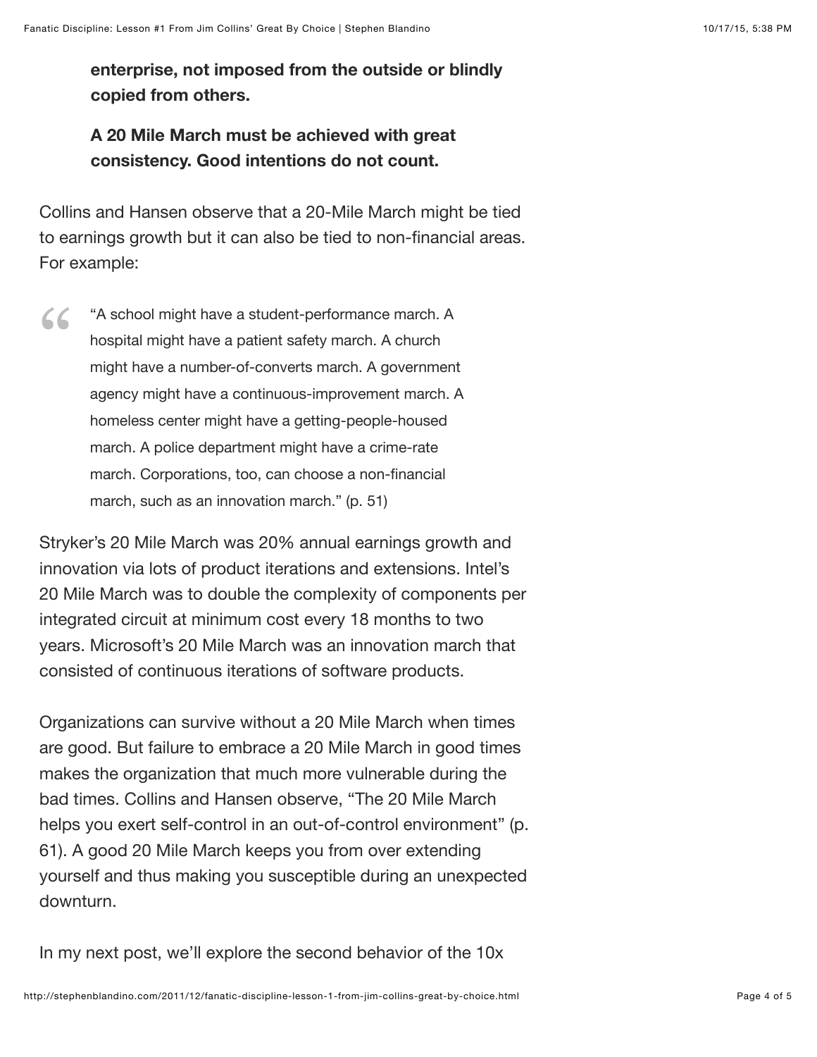**enterprise, not imposed from the outside or blindly copied from others.**

**A 20 Mile March must be achieved with great consistency. Good intentions do not count.**

Collins and Hansen observe that a 20-Mile March might be tied to earnings growth but it can also be tied to non-financial areas. For example:

> "A school might have a student-performance march. A hospital might have a patient safety march. A church might have a number-of-converts march. A government agency might have a continuous-improvement march. A homeless center might have a getting-people-housed march. A police department might have a crime-rate march. Corporations, too, can choose a non-financial march, such as an innovation march." (p. 51)

Stryker's 20 Mile March was 20% annual earnings growth and innovation via lots of product iterations and extensions. Intel's 20 Mile March was to double the complexity of components per integrated circuit at minimum cost every 18 months to two years. Microsoft's 20 Mile March was an innovation march that consisted of continuous iterations of software products.

Organizations can survive without a 20 Mile March when times are good. But failure to embrace a 20 Mile March in good times makes the organization that much more vulnerable during the bad times. Collins and Hansen observe, "The 20 Mile March helps you exert self-control in an out-of-control environment" (p. 61). A good 20 Mile March keeps you from over extending yourself and thus making you susceptible during an unexpected downturn.

In my next post, we'll explore the second behavior of the 10x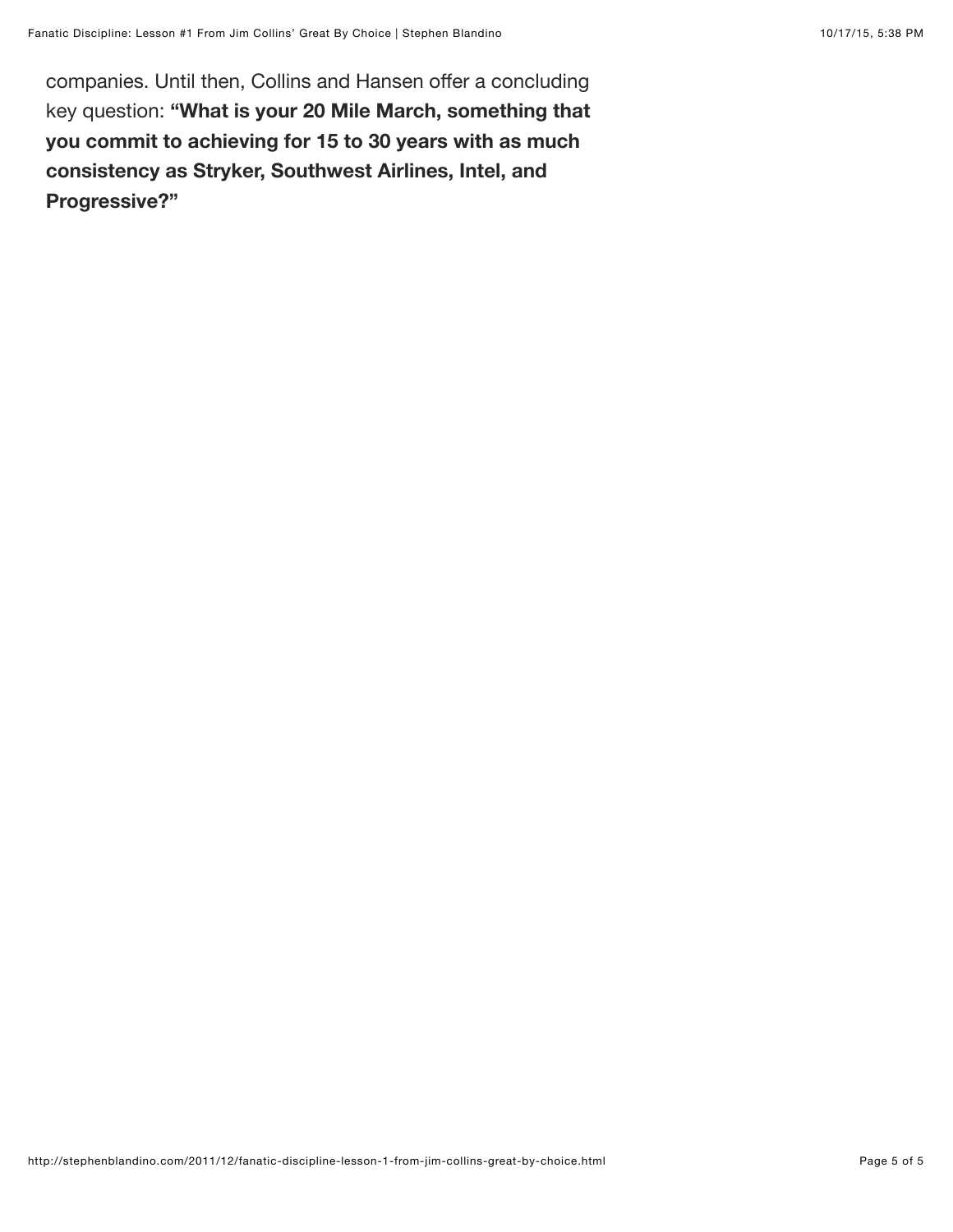companies. Until then, Collins and Hansen offer a concluding key question: **“What is your 20 Mile March, something that you commit to achieving for 15 to 30 years with as much consistency as Stryker, Southwest Airlines, Intel, and Progressive?”**